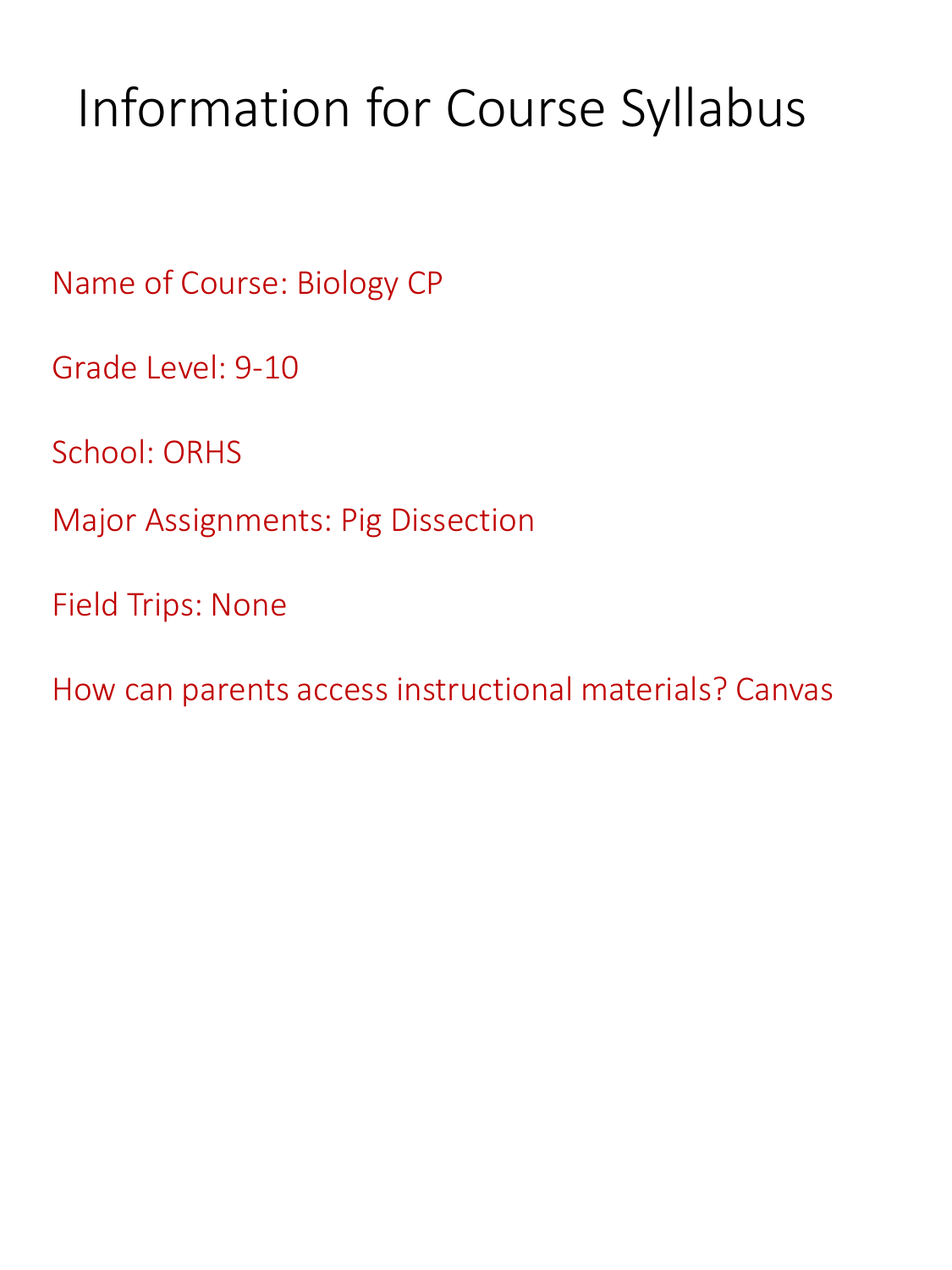# Information for Course Syllabus

Name of Course: Biology CP

Grade Level: 9-10

School: ORHS

Major Assignments: Pig Dissection

Field Trips: None

How can parents access instructional materials? Canvas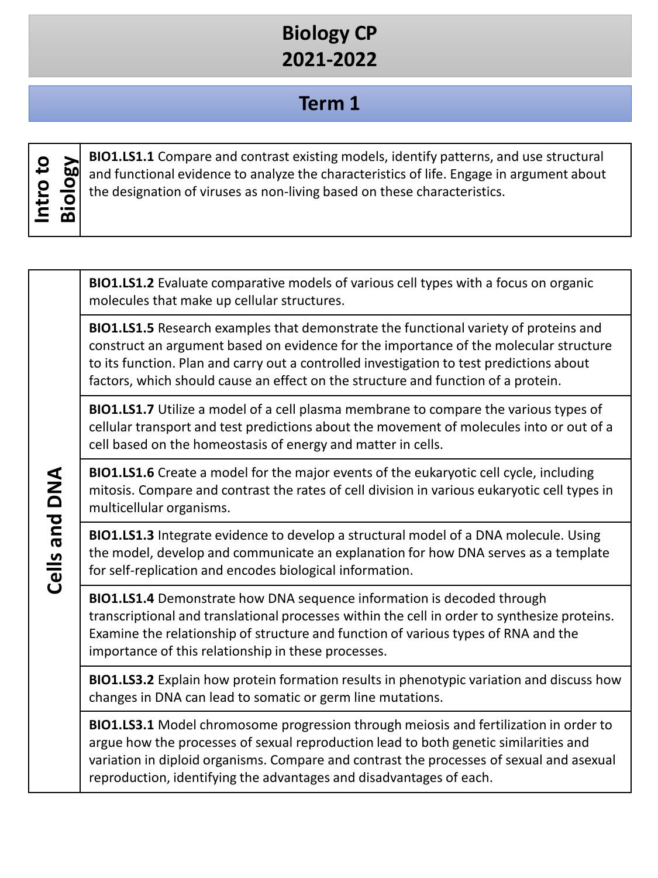# Biology CP
# 2021-2022

## Term 1

| Intro to Biology | |
|---|---|
| | **BIO1.LS1.1** Compare and contrast existing models, identify patterns, and use structural and functional evidence to analyze the characteristics of life. Engage in argument about the designation of viruses as non-living based on these characteristics. |

| Cells and DNA | |
|---|---|
| | **BIO1.LS1.2** Evaluate comparative models of various cell types with a focus on organic molecules that make up cellular structures. |
| | **BIO1.LS1.5** Research examples that demonstrate the functional variety of proteins and construct an argument based on evidence for the importance of the molecular structure to its function. Plan and carry out a controlled investigation to test predictions about factors, which should cause an effect on the structure and function of a protein. |
| | **BIO1.LS1.7** Utilize a model of a cell plasma membrane to compare the various types of cellular transport and test predictions about the movement of molecules into or out of a cell based on the homeostasis of energy and matter in cells. |
| | **BIO1.LS1.6** Create a model for the major events of the eukaryotic cell cycle, including mitosis. Compare and contrast the rates of cell division in various eukaryotic cell types in multicellular organisms. |
| | **BIO1.LS1.3** Integrate evidence to develop a structural model of a DNA molecule. Using the model, develop and communicate an explanation for how DNA serves as a template for self-replication and encodes biological information. |
| | **BIO1.LS1.4** Demonstrate how DNA sequence information is decoded through transcriptional and translational processes within the cell in order to synthesize proteins. Examine the relationship of structure and function of various types of RNA and the importance of this relationship in these processes. |
| | **BIO1.LS3.2** Explain how protein formation results in phenotypic variation and discuss how changes in DNA can lead to somatic or germ line mutations. |
| | **BIO1.LS3.1** Model chromosome progression through meiosis and fertilization in order to argue how the processes of sexual reproduction lead to both genetic similarities and variation in diploid organisms. Compare and contrast the processes of sexual and asexual reproduction, identifying the advantages and disadvantages of each. |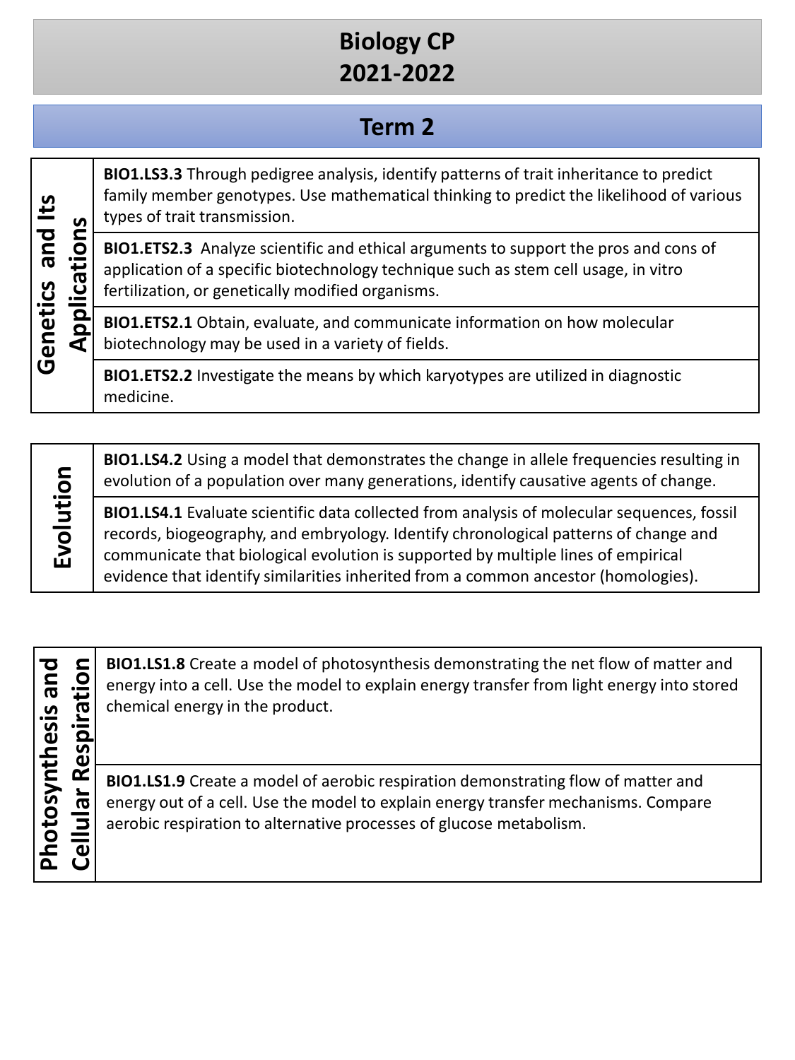# Biology CP
# 2021-2022

## Term 2

| Genetics and Its Applications | |
|---|---|
| | **BIO1.LS3.3** Through pedigree analysis, identify patterns of trait inheritance to predict family member genotypes. Use mathematical thinking to predict the likelihood of various types of trait transmission. |
| | **BIO1.ETS2.3** Analyze scientific and ethical arguments to support the pros and cons of application of a specific biotechnology technique such as stem cell usage, in vitro fertilization, or genetically modified organisms. |
| | **BIO1.ETS2.1** Obtain, evaluate, and communicate information on how molecular biotechnology may be used in a variety of fields. |
| | **BIO1.ETS2.2** Investigate the means by which karyotypes are utilized in diagnostic medicine. |

| Evolution | |
|---|---|
| | **BIO1.LS4.2** Using a model that demonstrates the change in allele frequencies resulting in evolution of a population over many generations, identify causative agents of change. |
| | **BIO1.LS4.1** Evaluate scientific data collected from analysis of molecular sequences, fossil records, biogeography, and embryology. Identify chronological patterns of change and communicate that biological evolution is supported by multiple lines of empirical evidence that identify similarities inherited from a common ancestor (homologies). |

| Photosynthesis and Cellular Respiration | |
|---|---|
| | **BIO1.LS1.8** Create a model of photosynthesis demonstrating the net flow of matter and energy into a cell. Use the model to explain energy transfer from light energy into stored chemical energy in the product. |
| | **BIO1.LS1.9** Create a model of aerobic respiration demonstrating flow of matter and energy out of a cell. Use the model to explain energy transfer mechanisms. Compare aerobic respiration to alternative processes of glucose metabolism. |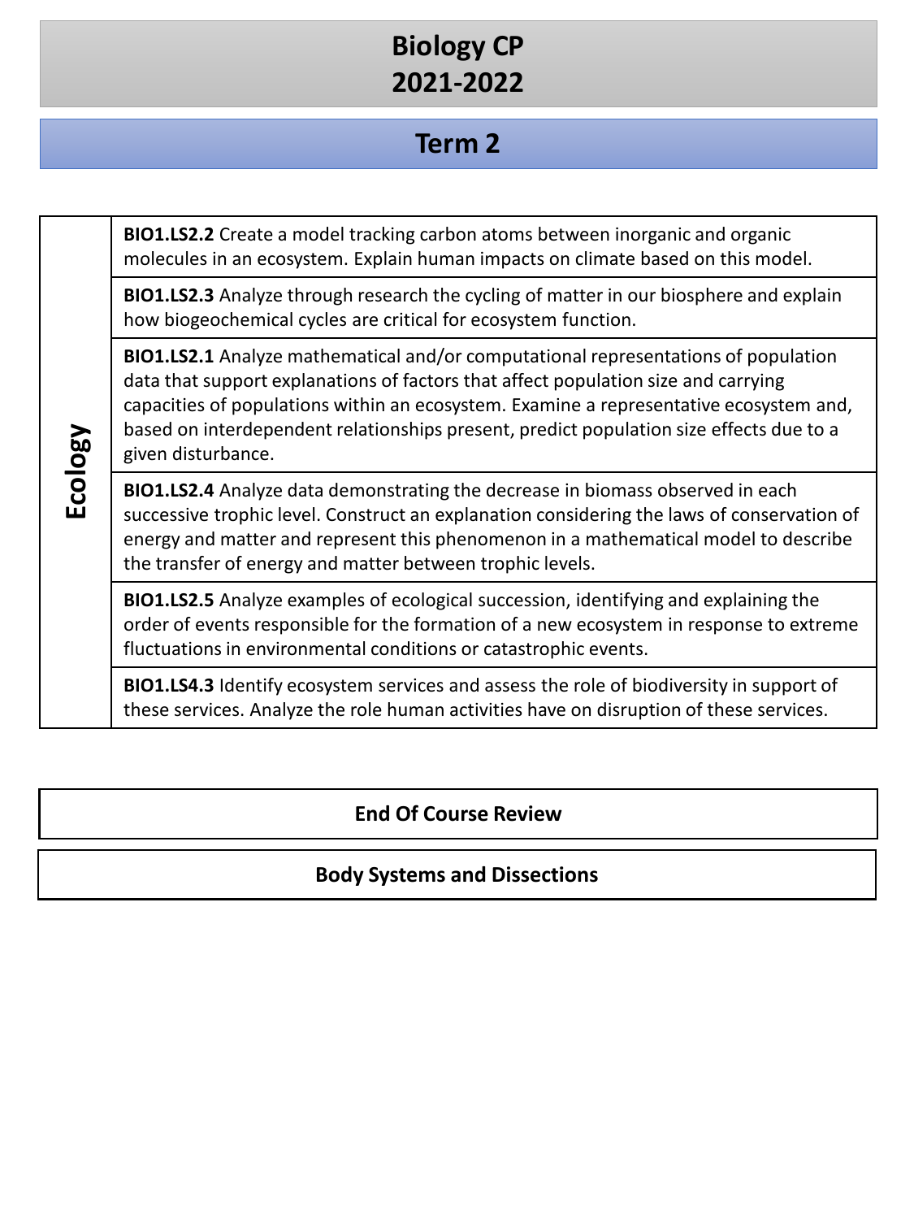# Biology CP
# 2021-2022

## Term 2

| | |
|---|---|
| **Ecology** | **BIO1.LS2.2** Create a model tracking carbon atoms between inorganic and organic molecules in an ecosystem. Explain human impacts on climate based on this model. |
| | **BIO1.LS2.3** Analyze through research the cycling of matter in our biosphere and explain how biogeochemical cycles are critical for ecosystem function. |
| | **BIO1.LS2.1** Analyze mathematical and/or computational representations of population data that support explanations of factors that affect population size and carrying capacities of populations within an ecosystem. Examine a representative ecosystem and, based on interdependent relationships present, predict population size effects due to a given disturbance. |
| | **BIO1.LS2.4** Analyze data demonstrating the decrease in biomass observed in each successive trophic level. Construct an explanation considering the laws of conservation of energy and matter and represent this phenomenon in a mathematical model to describe the transfer of energy and matter between trophic levels. |
| | **BIO1.LS2.5** Analyze examples of ecological succession, identifying and explaining the order of events responsible for the formation of a new ecosystem in response to extreme fluctuations in environmental conditions or catastrophic events. |
| | **BIO1.LS4.3** Identify ecosystem services and assess the role of biodiversity in support of these services. Analyze the role human activities have on disruption of these services. |

**End Of Course Review**

**Body Systems and Dissections**